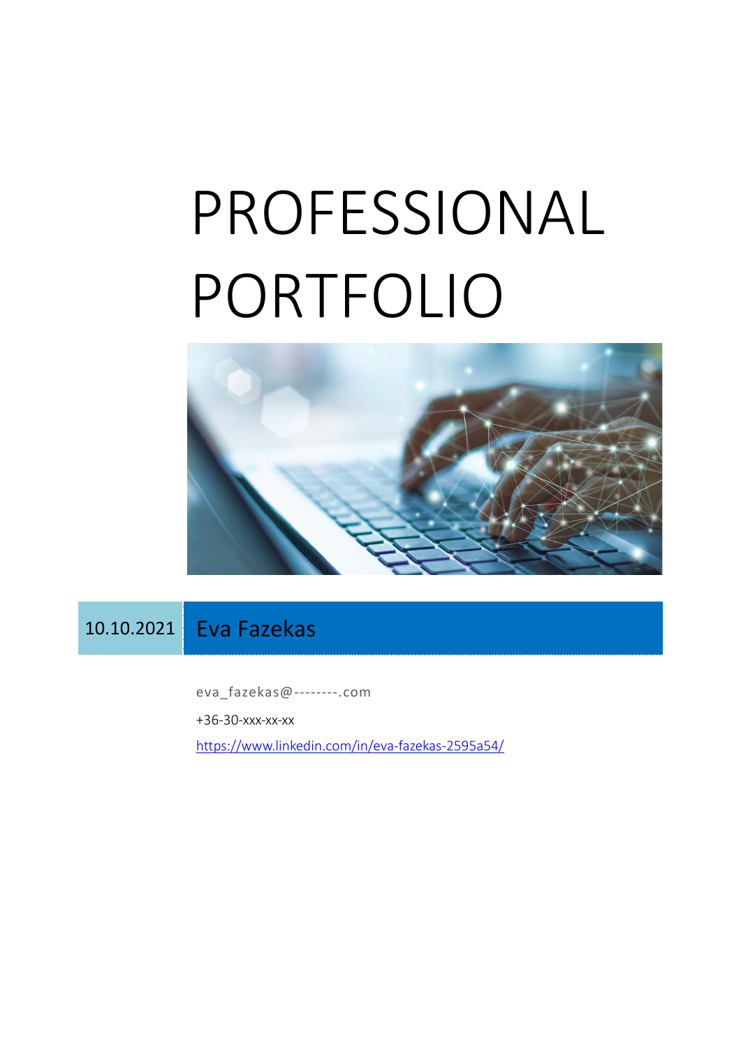# PROFESSIONAL PORTFOLIO

10.10.2021 Eva Fazekas

eva_fazekas@--------.com

+36-30-xxx-xx-xx

https://www.linkedin.com/in/eva-fazekas-2595a54/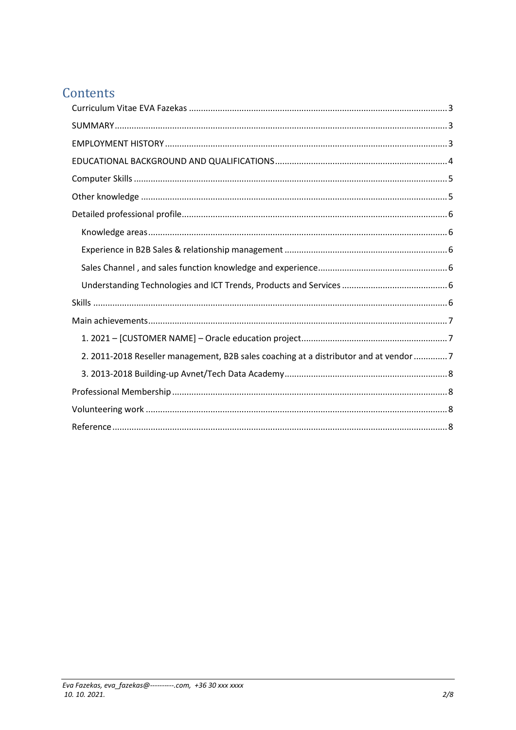# Contents

- Curriculum Vitae EVA Fazekas ........ 3
- SUMMARY ........ 3
- EMPLOYMENT HISTORY ........ 3
- EDUCATIONAL BACKGROUND AND QUALIFICATIONS ........ 4
- Computer Skills ........ 5
- Other knowledge ........ 5
- Detailed professional profile ........ 6
  - Knowledge areas ........ 6
  - Experience in B2B Sales & relationship management ........ 6
  - Sales Channel , and sales function knowledge and experience ........ 6
  - Understanding Technologies and ICT Trends, Products and Services ........ 6
- Skills ........ 6
- Main achievements ........ 7
  - 1. 2021 – [CUSTOMER NAME] – Oracle education project ........ 7
  - 2. 2011-2018 Reseller management, B2B sales coaching at a distributor and at vendor ........ 7
  - 3. 2013-2018 Building-up Avnet/Tech Data Academy ........ 8
- Professional Membership ........ 8
- Volunteering work ........ 8
- Reference ........ 8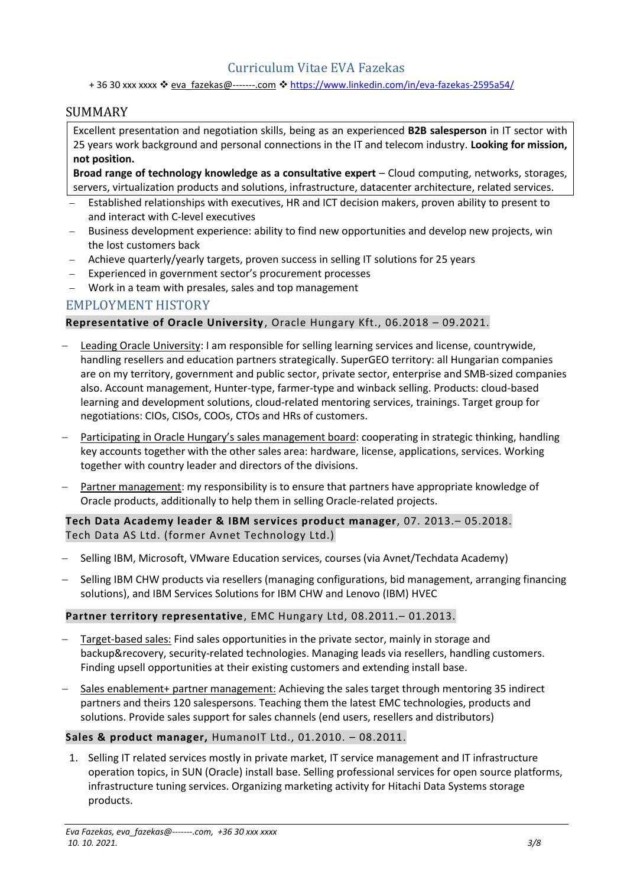# Curriculum Vitae EVA Fazekas

+ 36 30 xxx xxxx ❖ eva_fazekas@-------.com ❖ https://www.linkedin.com/in/eva-fazekas-2595a54/

## SUMMARY

Excellent presentation and negotiation skills, being as an experienced **B2B salesperson** in IT sector with 25 years work background and personal connections in the IT and telecom industry. **Looking for mission, not position.**

**Broad range of technology knowledge as a consultative expert** – Cloud computing, networks, storages, servers, virtualization products and solutions, infrastructure, datacenter architecture, related services.

- Established relationships with executives, HR and ICT decision makers, proven ability to present to and interact with C-level executives
- Business development experience: ability to find new opportunities and develop new projects, win the lost customers back
- Achieve quarterly/yearly targets, proven success in selling IT solutions for 25 years
- Experienced in government sector's procurement processes
- Work in a team with presales, sales and top management

## EMPLOYMENT HISTORY

**Representative of Oracle University**, Oracle Hungary Kft., 06.2018 – 09.2021.

- Leading Oracle University: I am responsible for selling learning services and license, countrywide, handling resellers and education partners strategically. SuperGEO territory: all Hungarian companies are on my territory, government and public sector, private sector, enterprise and SMB-sized companies also. Account management, Hunter-type, farmer-type and winback selling. Products: cloud-based learning and development solutions, cloud-related mentoring services, trainings. Target group for negotiations: CIOs, CISOs, COOs, CTOs and HRs of customers.
- Participating in Oracle Hungary's sales management board: cooperating in strategic thinking, handling key accounts together with the other sales area: hardware, license, applications, services. Working together with country leader and directors of the divisions.
- Partner management: my responsibility is to ensure that partners have appropriate knowledge of Oracle products, additionally to help them in selling Oracle-related projects.

**Tech Data Academy leader & IBM services product manager**, 07. 2013.– 05.2018.
Tech Data AS Ltd. (former Avnet Technology Ltd.)

- Selling IBM, Microsoft, VMware Education services, courses (via Avnet/Techdata Academy)
- Selling IBM CHW products via resellers (managing configurations, bid management, arranging financing solutions), and IBM Services Solutions for IBM CHW and Lenovo (IBM) HVEC

**Partner territory representative**, EMC Hungary Ltd, 08.2011.– 01.2013.

- Target-based sales: Find sales opportunities in the private sector, mainly in storage and backup&recovery, security-related technologies. Managing leads via resellers, handling customers. Finding upsell opportunities at their existing customers and extending install base.
- Sales enablement+ partner management: Achieving the sales target through mentoring 35 indirect partners and theirs 120 salespersons. Teaching them the latest EMC technologies, products and solutions. Provide sales support for sales channels (end users, resellers and distributors)

**Sales & product manager,** HumanoIT Ltd., 01.2010. – 08.2011.

1. Selling IT related services mostly in private market, IT service management and IT infrastructure operation topics, in SUN (Oracle) install base. Selling professional services for open source platforms, infrastructure tuning services. Organizing marketing activity for Hitachi Data Systems storage products.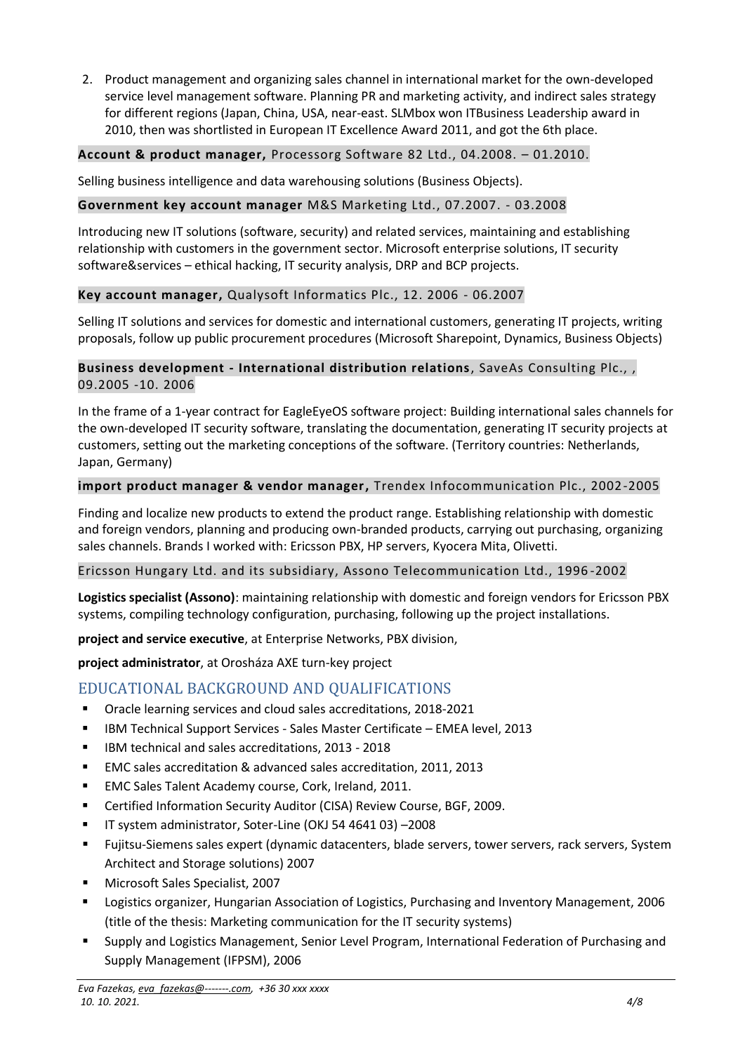2. Product management and organizing sales channel in international market for the own-developed service level management software. Planning PR and marketing activity, and indirect sales strategy for different regions (Japan, China, USA, near-east. SLMbox won ITBusiness Leadership award in 2010, then was shortlisted in European IT Excellence Award 2011, and got the 6th place.

**Account & product manager,** Processorg Software 82 Ltd., 04.2008. – 01.2010.

Selling business intelligence and data warehousing solutions (Business Objects).

**Government key account manager** M&S Marketing Ltd., 07.2007. - 03.2008

Introducing new IT solutions (software, security) and related services, maintaining and establishing relationship with customers in the government sector. Microsoft enterprise solutions, IT security software&services – ethical hacking, IT security analysis, DRP and BCP projects.

**Key account manager,** Qualysoft Informatics Plc., 12. 2006 - 06.2007

Selling IT solutions and services for domestic and international customers, generating IT projects, writing proposals, follow up public procurement procedures (Microsoft Sharepoint, Dynamics, Business Objects)

**Business development - International distribution relations**, SaveAs Consulting Plc., , 09.2005 -10. 2006

In the frame of a 1-year contract for EagleEyeOS software project: Building international sales channels for the own-developed IT security software, translating the documentation, generating IT security projects at customers, setting out the marketing conceptions of the software. (Territory countries: Netherlands, Japan, Germany)

**import product manager & vendor manager,** Trendex Infocommunication Plc., 2002-2005

Finding and localize new products to extend the product range. Establishing relationship with domestic and foreign vendors, planning and producing own-branded products, carrying out purchasing, organizing sales channels. Brands I worked with: Ericsson PBX, HP servers, Kyocera Mita, Olivetti.

Ericsson Hungary Ltd. and its subsidiary, Assono Telecommunication Ltd., 1996-2002

**Logistics specialist (Assono)**: maintaining relationship with domestic and foreign vendors for Ericsson PBX systems, compiling technology configuration, purchasing, following up the project installations.

**project and service executive**, at Enterprise Networks, PBX division,

**project administrator**, at Orosháza AXE turn-key project

## EDUCATIONAL BACKGROUND AND QUALIFICATIONS

- Oracle learning services and cloud sales accreditations, 2018-2021
- IBM Technical Support Services - Sales Master Certificate – EMEA level, 2013
- IBM technical and sales accreditations, 2013 - 2018
- EMC sales accreditation & advanced sales accreditation, 2011, 2013
- EMC Sales Talent Academy course, Cork, Ireland, 2011.
- Certified Information Security Auditor (CISA) Review Course, BGF, 2009.
- IT system administrator, Soter-Line (OKJ 54 4641 03) –2008
- Fujitsu-Siemens sales expert (dynamic datacenters, blade servers, tower servers, rack servers, System Architect and Storage solutions) 2007
- Microsoft Sales Specialist, 2007
- Logistics organizer, Hungarian Association of Logistics, Purchasing and Inventory Management, 2006 (title of the thesis: Marketing communication for the IT security systems)
- Supply and Logistics Management, Senior Level Program, International Federation of Purchasing and Supply Management (IFPSM), 2006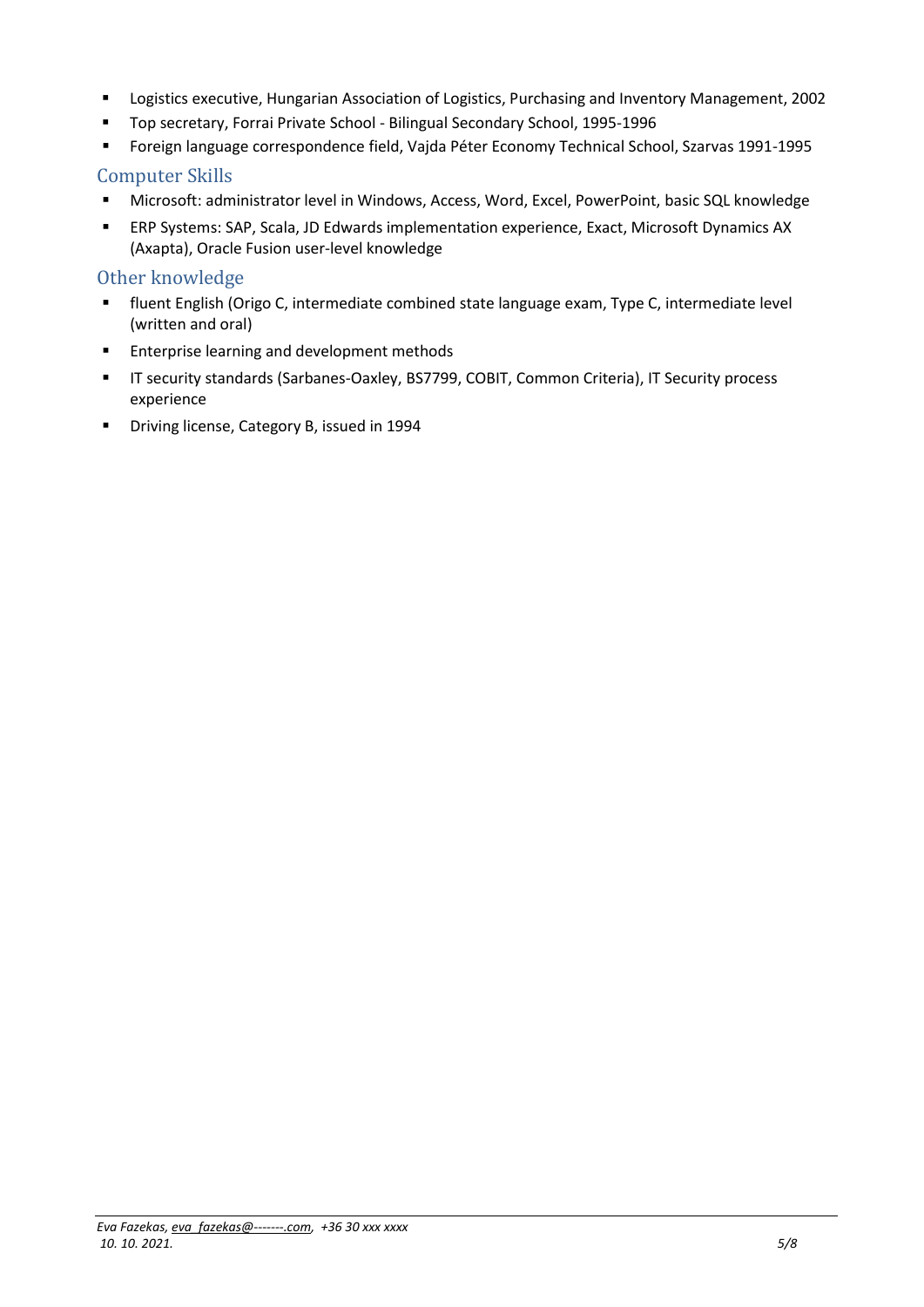- Logistics executive, Hungarian Association of Logistics, Purchasing and Inventory Management, 2002
- Top secretary, Forrai Private School - Bilingual Secondary School, 1995-1996
- Foreign language correspondence field, Vajda Péter Economy Technical School, Szarvas 1991-1995

## Computer Skills

- Microsoft: administrator level in Windows, Access, Word, Excel, PowerPoint, basic SQL knowledge
- ERP Systems: SAP, Scala, JD Edwards implementation experience, Exact, Microsoft Dynamics AX (Axapta), Oracle Fusion user-level knowledge

## Other knowledge

- fluent English (Origo C, intermediate combined state language exam, Type C, intermediate level (written and oral)
- Enterprise learning and development methods
- IT security standards (Sarbanes-Oaxley, BS7799, COBIT, Common Criteria), IT Security process experience
- Driving license, Category B, issued in 1994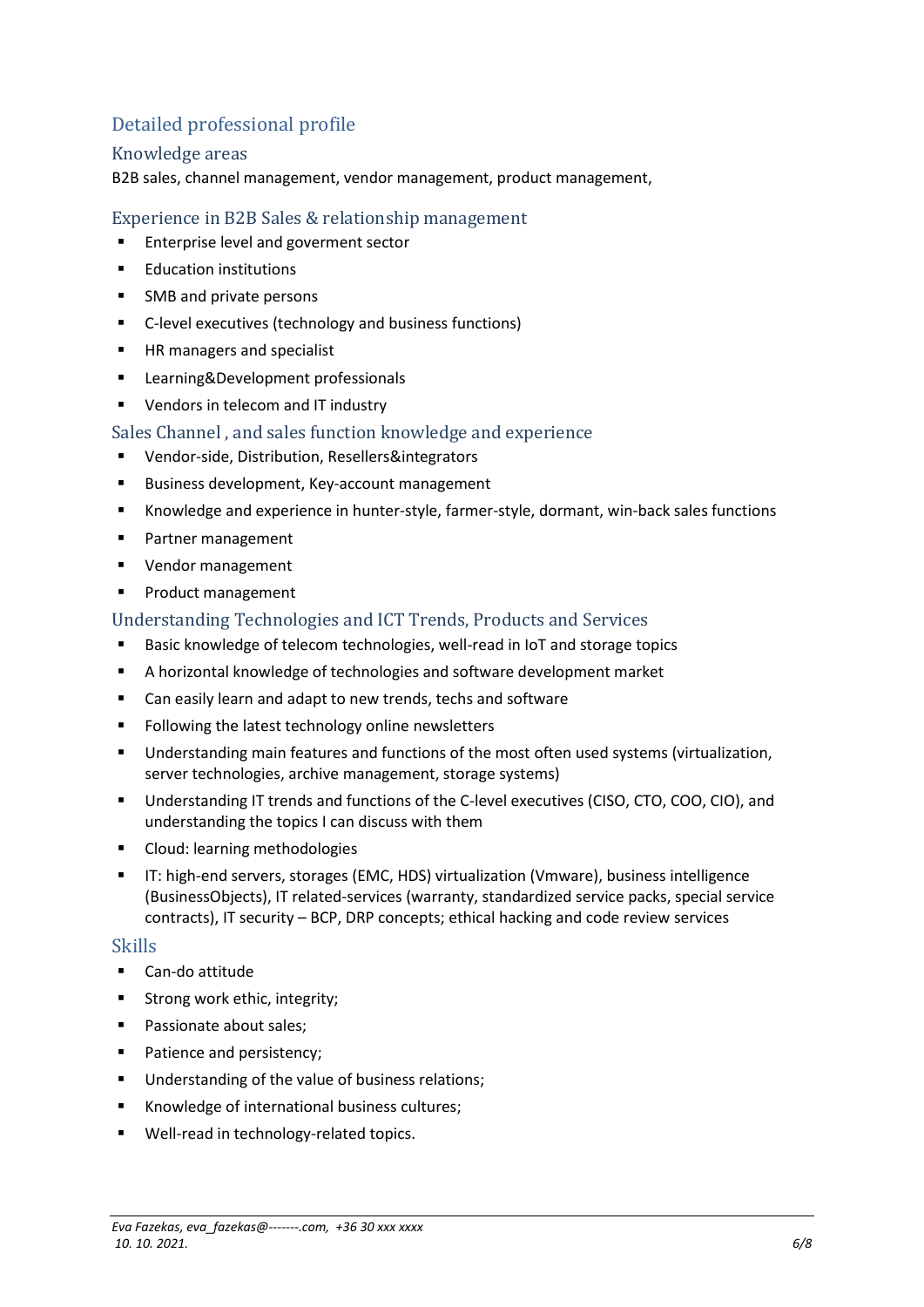# Detailed professional profile

## Knowledge areas

B2B sales, channel management, vendor management, product management,

## Experience in B2B Sales & relationship management

- Enterprise level and goverment sector
- Education institutions
- SMB and private persons
- C-level executives (technology and business functions)
- HR managers and specialist
- Learning&Development professionals
- Vendors in telecom and IT industry

## Sales Channel , and sales function knowledge and experience

- Vendor-side, Distribution, Resellers&integrators
- Business development, Key-account management
- Knowledge and experience in hunter-style, farmer-style, dormant, win-back sales functions
- Partner management
- Vendor management
- Product management

## Understanding Technologies and ICT Trends, Products and Services

- Basic knowledge of telecom technologies, well-read in IoT and storage topics
- A horizontal knowledge of technologies and software development market
- Can easily learn and adapt to new trends, techs and software
- Following the latest technology online newsletters
- Understanding main features and functions of the most often used systems (virtualization, server technologies, archive management, storage systems)
- Understanding IT trends and functions of the C-level executives (CISO, CTO, COO, CIO), and understanding the topics I can discuss with them
- Cloud: learning methodologies
- IT: high-end servers, storages (EMC, HDS) virtualization (Vmware), business intelligence (BusinessObjects), IT related-services (warranty, standardized service packs, special service contracts), IT security – BCP, DRP concepts; ethical hacking and code review services

## Skills

- Can-do attitude
- Strong work ethic, integrity;
- Passionate about sales;
- Patience and persistency;
- Understanding of the value of business relations;
- Knowledge of international business cultures;
- Well-read in technology-related topics.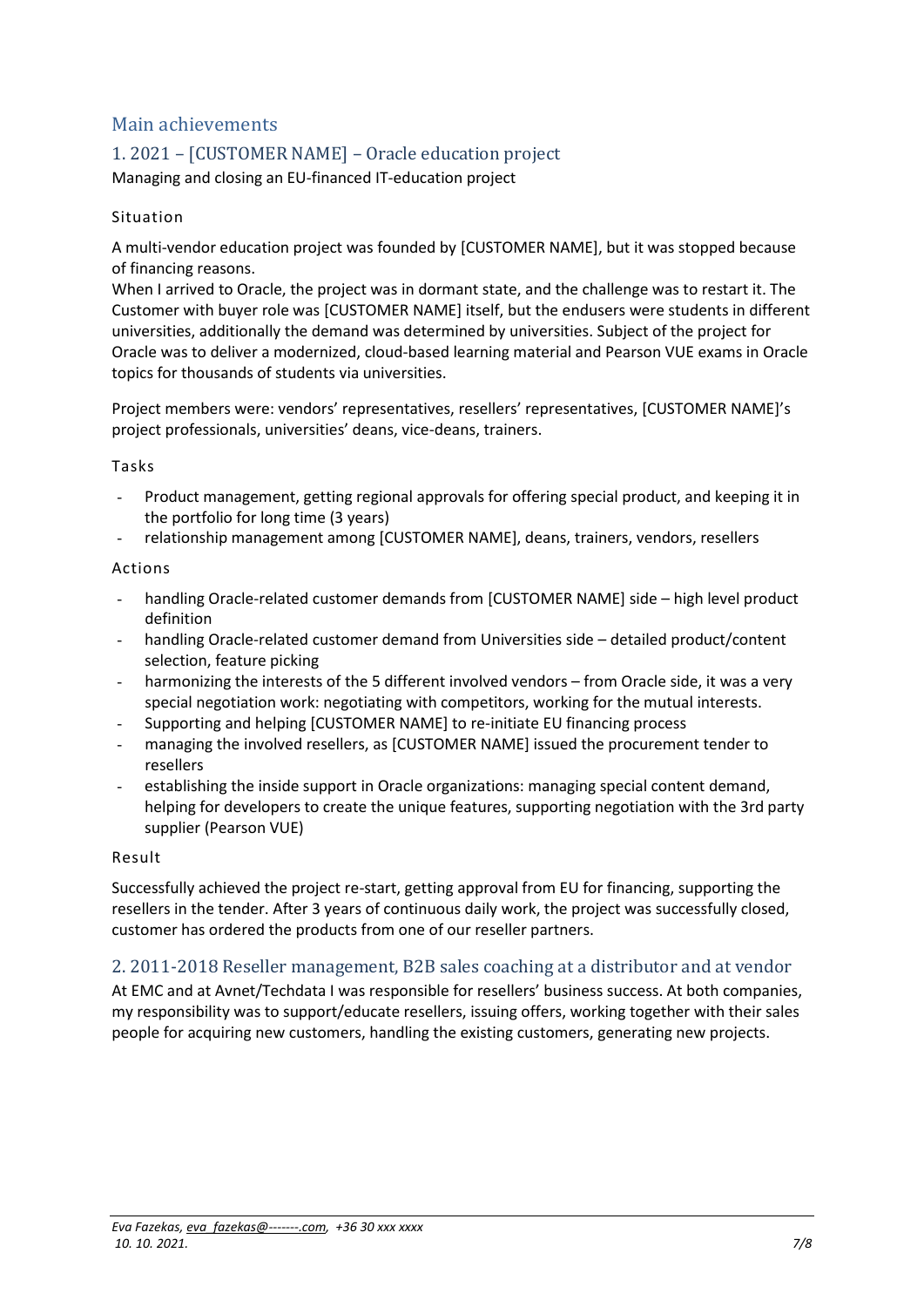## Main achievements

### 1. 2021 – [CUSTOMER NAME] – Oracle education project

Managing and closing an EU-financed IT-education project

#### Situation

A multi-vendor education project was founded by [CUSTOMER NAME], but it was stopped because of financing reasons.
When I arrived to Oracle, the project was in dormant state, and the challenge was to restart it. The Customer with buyer role was [CUSTOMER NAME] itself, but the endusers were students in different universities, additionally the demand was determined by universities. Subject of the project for Oracle was to deliver a modernized, cloud-based learning material and Pearson VUE exams in Oracle topics for thousands of students via universities.

Project members were: vendors' representatives, resellers' representatives, [CUSTOMER NAME]'s project professionals, universities' deans, vice-deans, trainers.

#### Tasks

- Product management, getting regional approvals for offering special product, and keeping it in the portfolio for long time (3 years)
- relationship management among [CUSTOMER NAME], deans, trainers, vendors, resellers

#### Actions

- handling Oracle-related customer demands from [CUSTOMER NAME] side – high level product definition
- handling Oracle-related customer demand from Universities side – detailed product/content selection, feature picking
- harmonizing the interests of the 5 different involved vendors – from Oracle side, it was a very special negotiation work: negotiating with competitors, working for the mutual interests.
- Supporting and helping [CUSTOMER NAME] to re-initiate EU financing process
- managing the involved resellers, as [CUSTOMER NAME] issued the procurement tender to resellers
- establishing the inside support in Oracle organizations: managing special content demand, helping for developers to create the unique features, supporting negotiation with the 3rd party supplier (Pearson VUE)

#### Result

Successfully achieved the project re-start, getting approval from EU for financing, supporting the resellers in the tender. After 3 years of continuous daily work, the project was successfully closed, customer has ordered the products from one of our reseller partners.

### 2. 2011-2018 Reseller management, B2B sales coaching at a distributor and at vendor

At EMC and at Avnet/Techdata I was responsible for resellers' business success. At both companies, my responsibility was to support/educate resellers, issuing offers, working together with their sales people for acquiring new customers, handling the existing customers, generating new projects.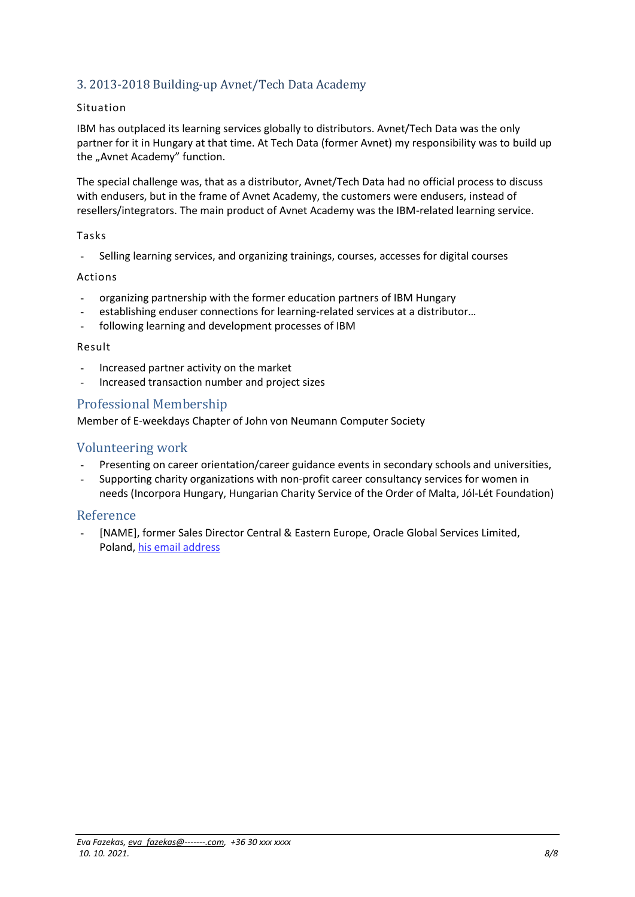### 3. 2013-2018 Building-up Avnet/Tech Data Academy

Situation

IBM has outplaced its learning services globally to distributors. Avnet/Tech Data was the only partner for it in Hungary at that time. At Tech Data (former Avnet) my responsibility was to build up the „Avnet Academy" function.

The special challenge was, that as a distributor, Avnet/Tech Data had no official process to discuss with endusers, but in the frame of Avnet Academy, the customers were endusers, instead of resellers/integrators. The main product of Avnet Academy was the IBM-related learning service.

Tasks

- Selling learning services, and organizing trainings, courses, accesses for digital courses

Actions

- organizing partnership with the former education partners of IBM Hungary
- establishing enduser connections for learning-related services at a distributor…
- following learning and development processes of IBM

Result

- Increased partner activity on the market
- Increased transaction number and project sizes

## Professional Membership

Member of E-weekdays Chapter of John von Neumann Computer Society

## Volunteering work

- Presenting on career orientation/career guidance events in secondary schools and universities,
- Supporting charity organizations with non-profit career consultancy services for women in needs (Incorpora Hungary, Hungarian Charity Service of the Order of Malta, Jól-Lét Foundation)

## Reference

- [NAME], former Sales Director Central & Eastern Europe, Oracle Global Services Limited, Poland, his email address